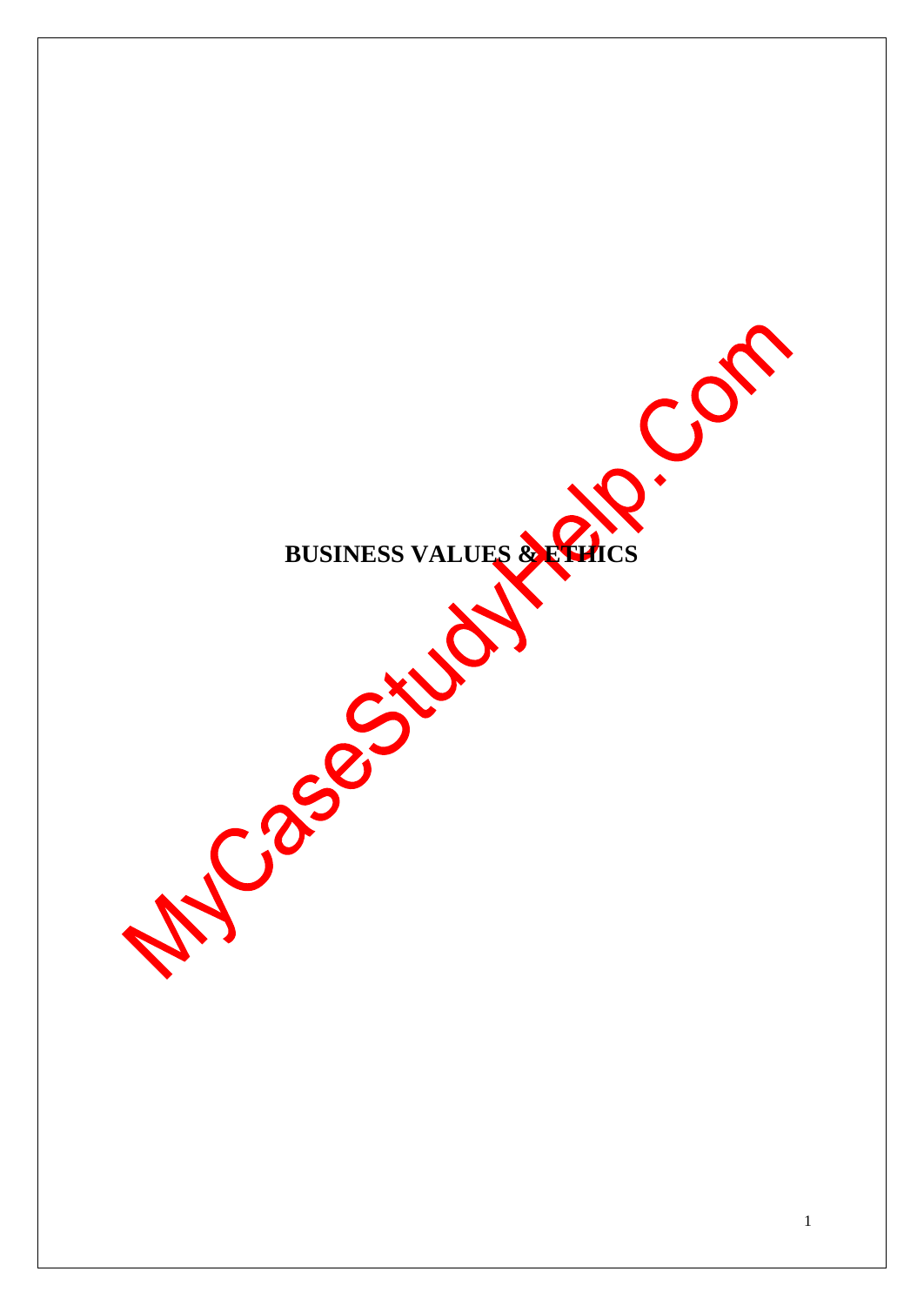# BUSINESS VALUES & ETHICS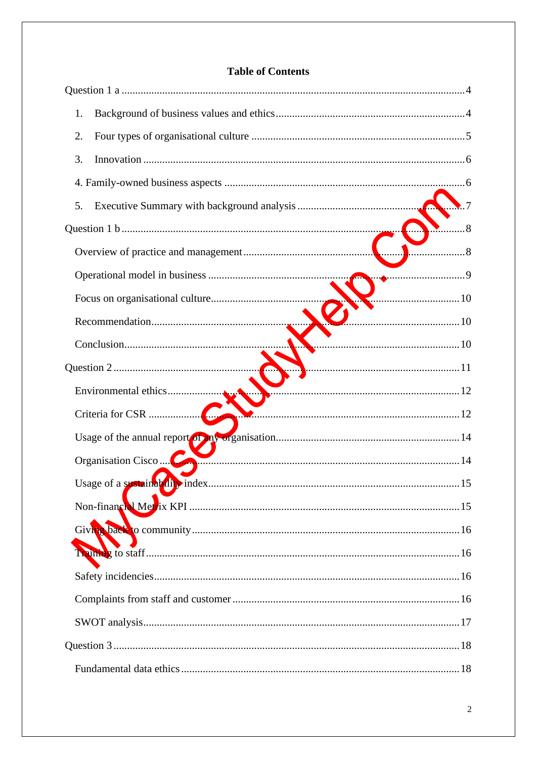**Table of Contents**

Question 1 a ....................................................................................................................4

1. Background of business values and ethics ...........................................................4
2. Four types of organisational culture .....................................................................5
3. Innovation ..............................................................................................................6

4. Family-owned business aspects ..............................................................................6

5. Executive Summary with background analysis ......................................................7

Question 1 b ....................................................................................................................8

Overview of practice and management ........................................................................8

Operational model in business .......................................................................................9

Focus on organisational culture.....................................................................................10

Recommendation..........................................................................................................10

Conclusion....................................................................................................................10

Question 2 ....................................................................................................................11

Environmental ethics....................................................................................................12

Criteria for CSR ...........................................................................................................12

Usage of the annual report of any organisation............................................................14

Organisation Cisco .......................................................................................................14

Usage of a sustainability index.....................................................................................15

Non-financial Metrix KPI .............................................................................................15

Giving back to community...........................................................................................16

Training to staff............................................................................................................16

Safety incidencies.........................................................................................................16

Complaints from staff and customer ............................................................................16

SWOT analysis.............................................................................................................17

Question 3 ....................................................................................................................18

Fundamental data ethics ...............................................................................................18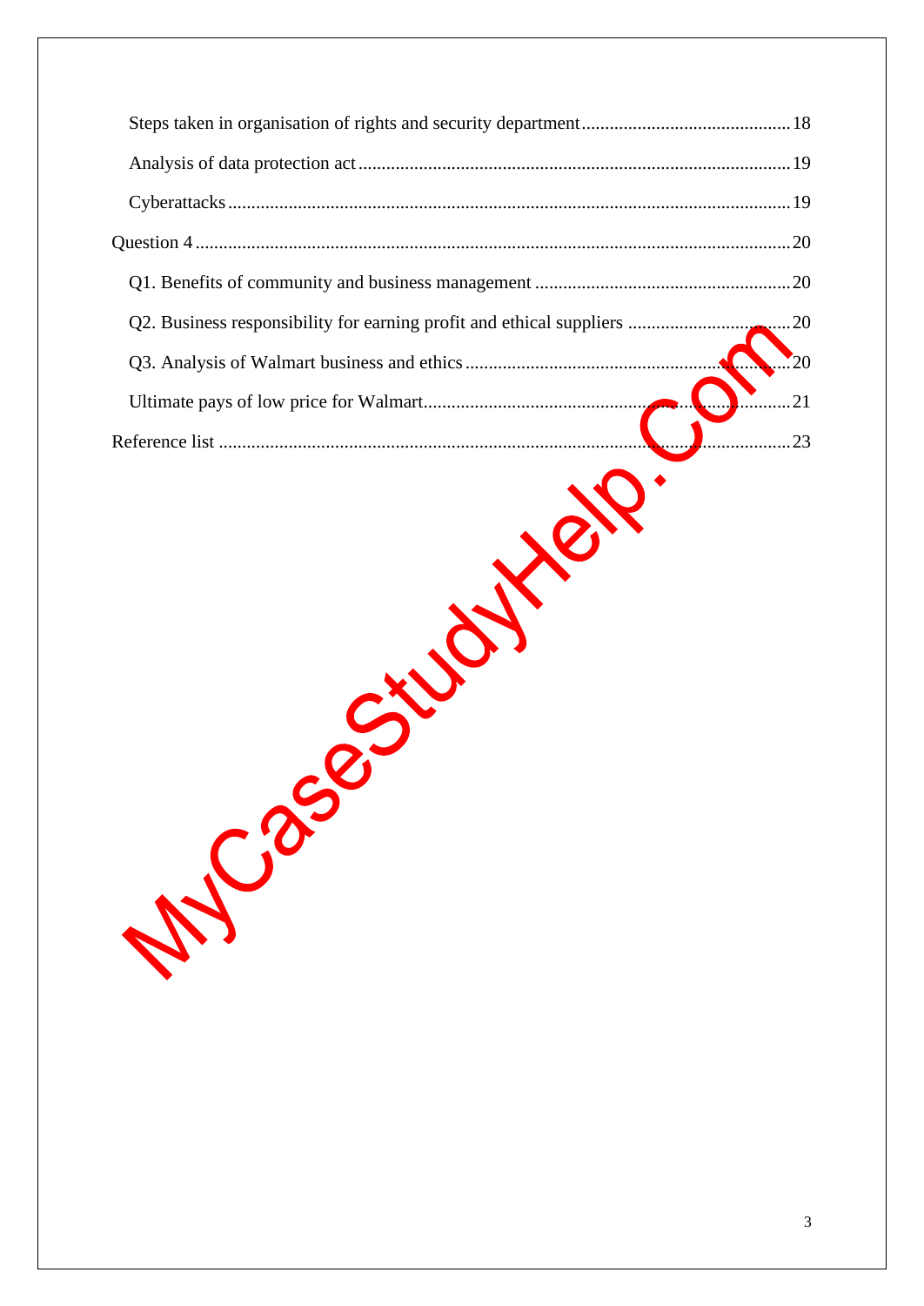Steps taken in organisation of rights and security department ........................................... 18

Analysis of data protection act ........................................................................................... 19

Cyberattacks ....................................................................................................................... 19

Question 4 .............................................................................................................................. 20

Q1. Benefits of community and business management ...................................................... 20

Q2. Business responsibility for earning profit and ethical suppliers ................................... 20

Q3. Analysis of Walmart business and ethics ...................................................................... 20

Ultimate pays of low price for Walmart ............................................................................... 21

Reference list ......................................................................................................................... 23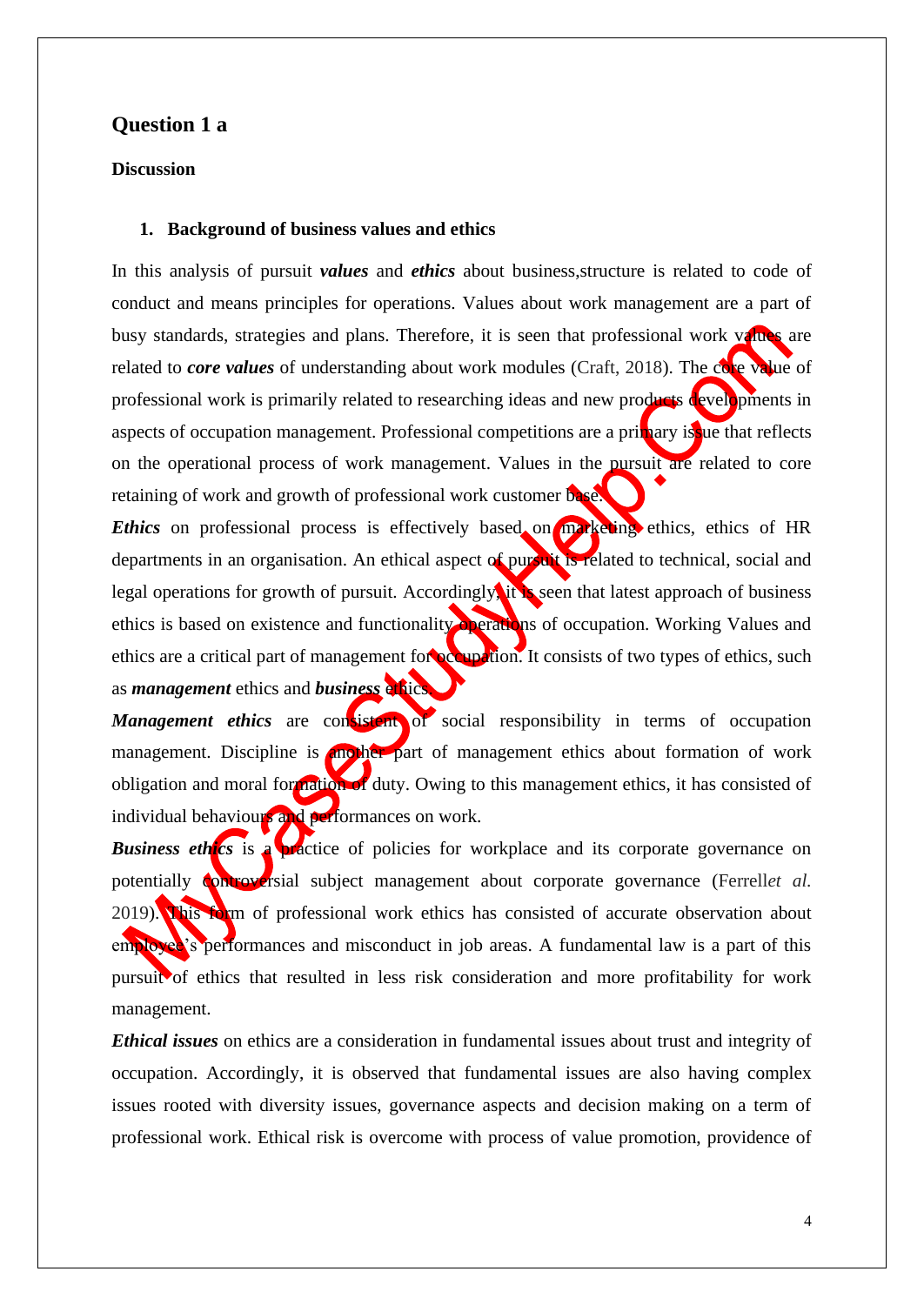## Question 1 a

### Discussion

1. **Background of business values and ethics**

In this analysis of pursuit ***values*** and ***ethics*** about business,structure is related to code of conduct and means principles for operations. Values about work management are a part of busy standards, strategies and plans. Therefore, it is seen that professional work values are related to ***core values*** of understanding about work modules (Craft, 2018). The core value of professional work is primarily related to researching ideas and new products developments in aspects of occupation management. Professional competitions are a primary issue that reflects on the operational process of work management. Values in the pursuit are related to core retaining of work and growth of professional work customer base.

***Ethics*** on professional process is effectively based on marketing ethics, ethics of HR departments in an organisation. An ethical aspect of pursuit is related to technical, social and legal operations for growth of pursuit. Accordingly, it is seen that latest approach of business ethics is based on existence and functionality operations of occupation. Working Values and ethics are a critical part of management for occupation. It consists of two types of ethics, such as ***management*** ethics and ***business*** ethics.

***Management ethics*** are consistent of social responsibility in terms of occupation management. Discipline is another part of management ethics about formation of work obligation and moral formation of duty. Owing to this management ethics, it has consisted of individual behaviours and performances on work.

***Business ethics*** is a practice of policies for workplace and its corporate governance on potentially controversial subject management about corporate governance (Ferrell*et al.* 2019). This form of professional work ethics has consisted of accurate observation about employee's performances and misconduct in job areas. A fundamental law is a part of this pursuit of ethics that resulted in less risk consideration and more profitability for work management.

***Ethical issues*** on ethics are a consideration in fundamental issues about trust and integrity of occupation. Accordingly, it is observed that fundamental issues are also having complex issues rooted with diversity issues, governance aspects and decision making on a term of professional work. Ethical risk is overcome with process of value promotion, providence of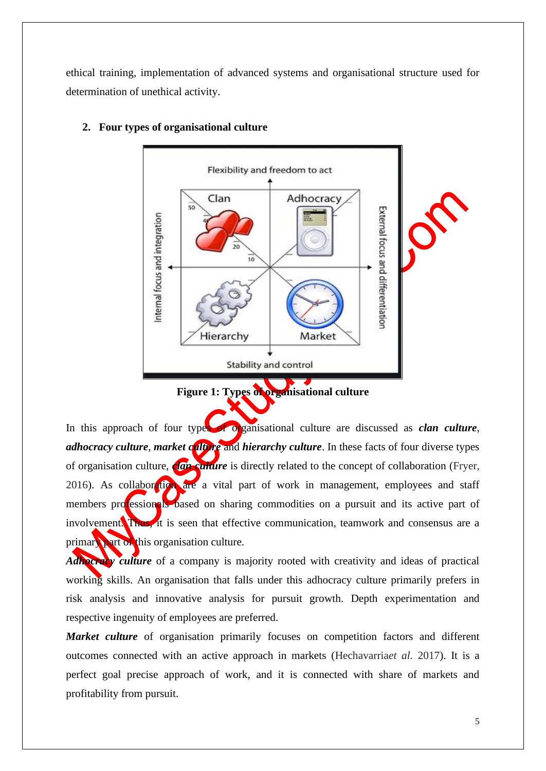ethical training, implementation of advanced systems and organisational structure used for determination of unethical activity.

## 2. Four types of organisational culture

**Figure 1: Types of organisational culture**

In this approach of four types of organisational culture are discussed as ***clan culture***, ***adhocracy culture***, ***market culture*** and ***hierarchy culture***. In these facts of four diverse types of organisation culture, ***clan culture*** is directly related to the concept of collaboration (Fryer, 2016). As collaboration are a vital part of work in management, employees and staff members professionals based on sharing commodities on a pursuit and its active part of involvement. Thus, it is seen that effective communication, teamwork and consensus are a primary part of this organisation culture.

***Adhocracy culture*** of a company is majority rooted with creativity and ideas of practical working skills. An organisation that falls under this adhocracy culture primarily prefers in risk analysis and innovative analysis for pursuit growth. Depth experimentation and respective ingenuity of employees are preferred.

***Market culture*** of organisation primarily focuses on competition factors and different outcomes connected with an active approach in markets (Hechavarria*et al.* 2017). It is a perfect goal precise approach of work, and it is connected with share of markets and profitability from pursuit.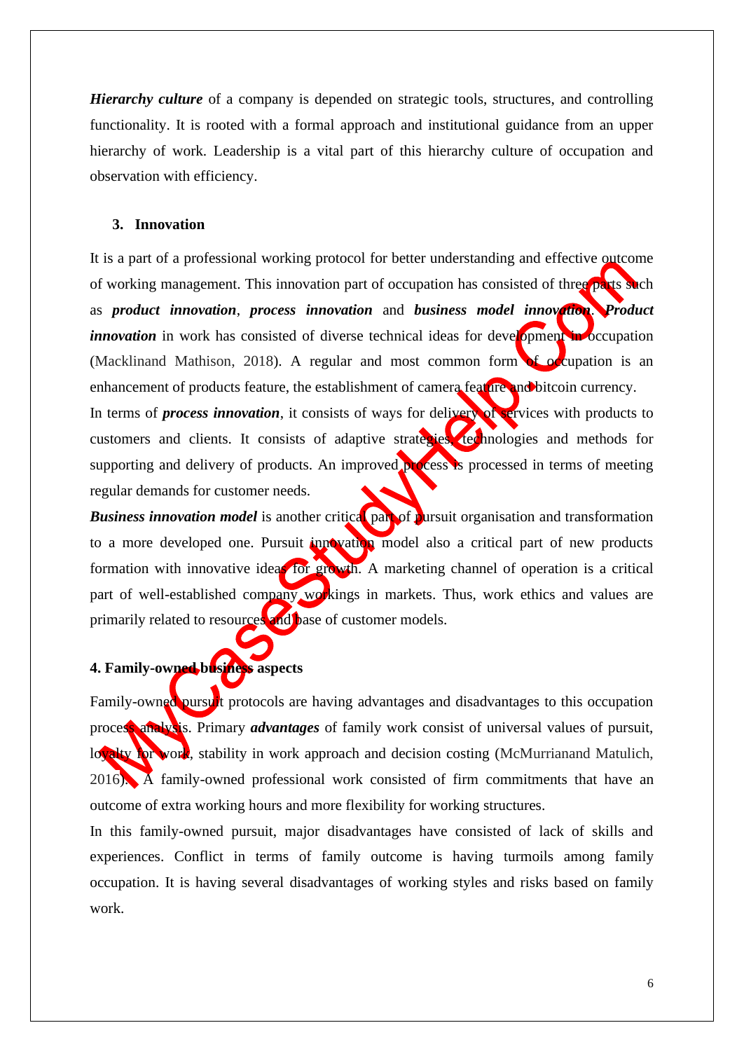***Hierarchy culture*** of a company is depended on strategic tools, structures, and controlling functionality. It is rooted with a formal approach and institutional guidance from an upper hierarchy of work. Leadership is a vital part of this hierarchy culture of occupation and observation with efficiency.

### 3. Innovation

It is a part of a professional working protocol for better understanding and effective outcome of working management. This innovation part of occupation has consisted of three parts such as ***product innovation***, ***process innovation*** and ***business model innovation***. ***Product innovation*** in work has consisted of diverse technical ideas for development in occupation (Macklinand Mathison, 2018). A regular and most common form of occupation is an enhancement of products feature, the establishment of camera feature and bitcoin currency.

In terms of ***process innovation***, it consists of ways for delivery of services with products to customers and clients. It consists of adaptive strategies, technologies and methods for supporting and delivery of products. An improved process is processed in terms of meeting regular demands for customer needs.

***Business innovation model*** is another critical part of pursuit organisation and transformation to a more developed one. Pursuit innovation model also a critical part of new products formation with innovative ideas for growth. A marketing channel of operation is a critical part of well-established company workings in markets. Thus, work ethics and values are primarily related to resources and base of customer models.

### 4. Family-owned business aspects

Family-owned pursuit protocols are having advantages and disadvantages to this occupation process analysis. Primary ***advantages*** of family work consist of universal values of pursuit, loyalty for work, stability in work approach and decision costing (McMurrianand Matulich, 2016). A family-owned professional work consisted of firm commitments that have an outcome of extra working hours and more flexibility for working structures.

In this family-owned pursuit, major disadvantages have consisted of lack of skills and experiences. Conflict in terms of family outcome is having turmoils among family occupation. It is having several disadvantages of working styles and risks based on family work.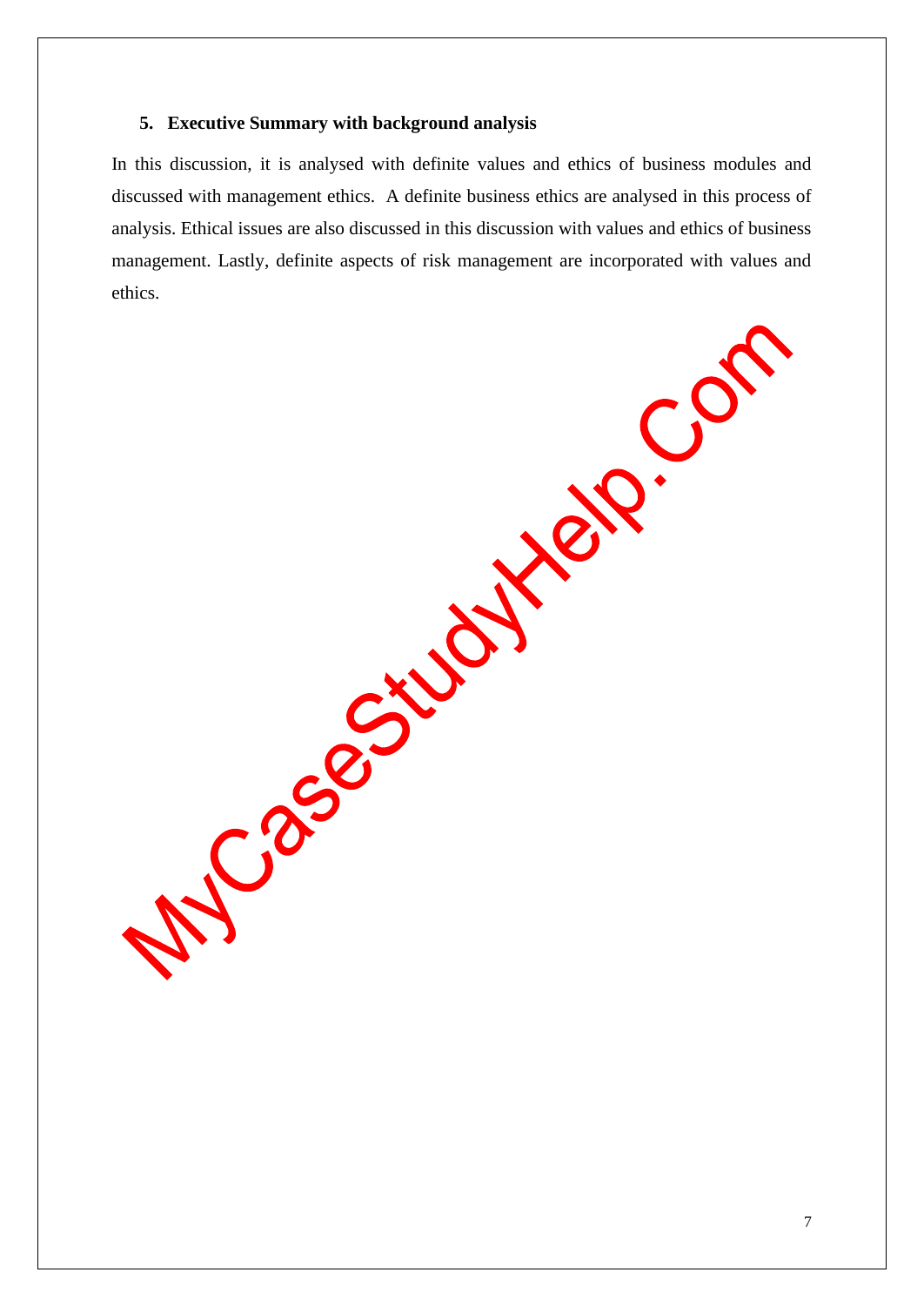## 5. Executive Summary with background analysis

In this discussion, it is analysed with definite values and ethics of business modules and discussed with management ethics. A definite business ethics are analysed in this process of analysis. Ethical issues are also discussed in this discussion with values and ethics of business management. Lastly, definite aspects of risk management are incorporated with values and ethics.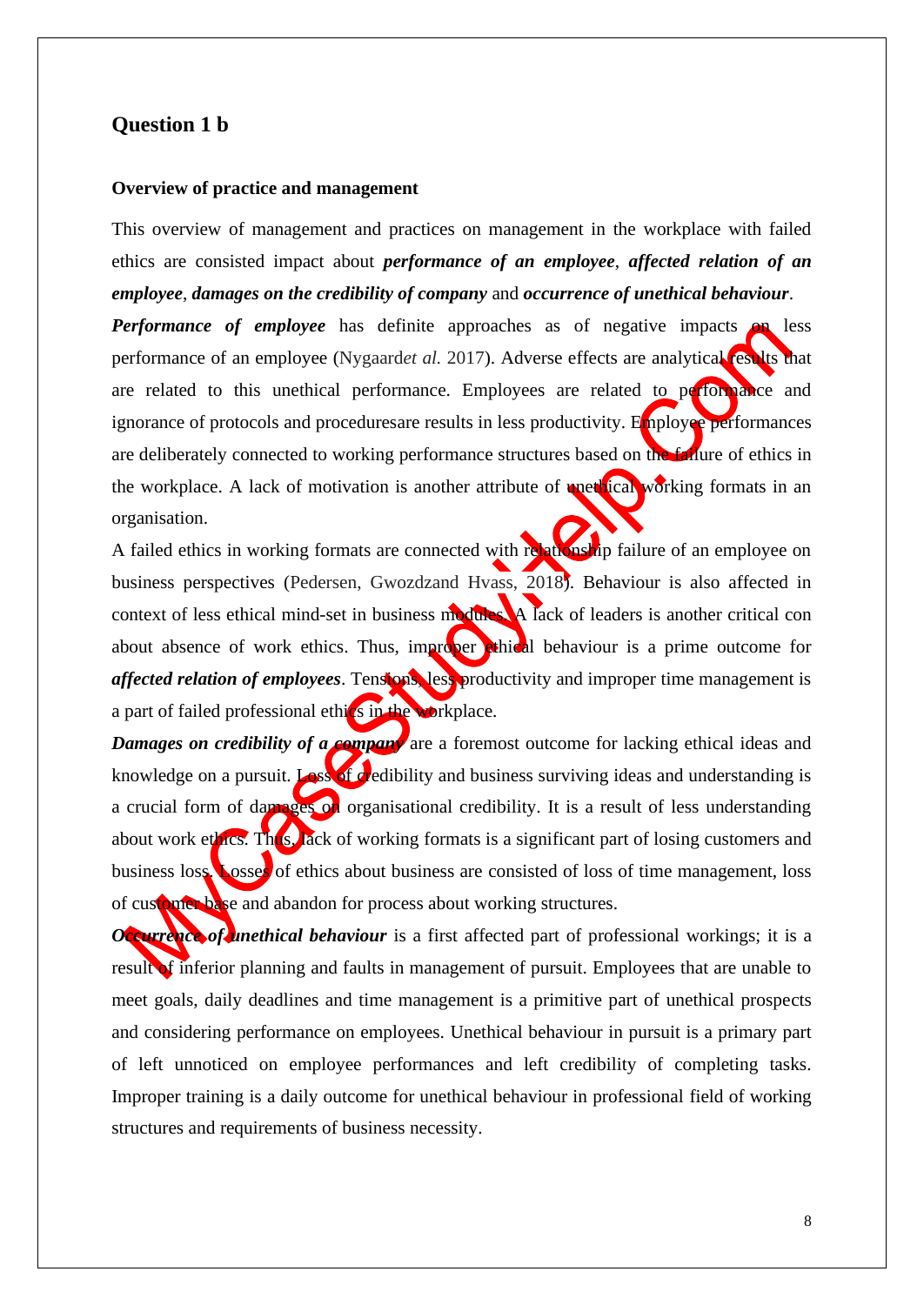## Question 1 b

**Overview of practice and management**

This overview of management and practices on management in the workplace with failed ethics are consisted impact about ***performance of an employee***, ***affected relation of an employee***, ***damages on the credibility of company*** and ***occurrence of unethical behaviour***.

***Performance of employee*** has definite approaches as of negative impacts on less performance of an employee (Nygaard*et al.* 2017). Adverse effects are analytical results that are related to this unethical performance. Employees are related to performance and ignorance of protocols and proceduresare results in less productivity. Employee performances are deliberately connected to working performance structures based on the failure of ethics in the workplace. A lack of motivation is another attribute of unethical working formats in an organisation.

A failed ethics in working formats are connected with relationship failure of an employee on business perspectives (Pedersen, Gwozdzand Hvass, 2018). Behaviour is also affected in context of less ethical mind-set in business modules. A lack of leaders is another critical con about absence of work ethics. Thus, improper ethical behaviour is a prime outcome for ***affected relation of employees***. Tensions, less productivity and improper time management is a part of failed professional ethics in the workplace.

***Damages on credibility of a company*** are a foremost outcome for lacking ethical ideas and knowledge on a pursuit. Loss of credibility and business surviving ideas and understanding is a crucial form of damages on organisational credibility. It is a result of less understanding about work ethics. Thus, lack of working formats is a significant part of losing customers and business loss. Losses of ethics about business are consisted of loss of time management, loss of customer base and abandon for process about working structures.

***Occurrence of unethical behaviour*** is a first affected part of professional workings; it is a result of inferior planning and faults in management of pursuit. Employees that are unable to meet goals, daily deadlines and time management is a primitive part of unethical prospects and considering performance on employees. Unethical behaviour in pursuit is a primary part of left unnoticed on employee performances and left credibility of completing tasks. Improper training is a daily outcome for unethical behaviour in professional field of working structures and requirements of business necessity.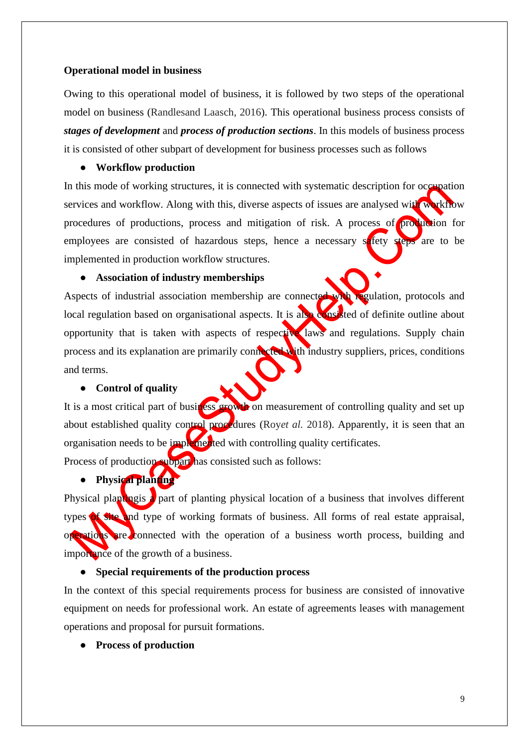**Operational model in business**

Owing to this operational model of business, it is followed by two steps of the operational model on business (Randlesand Laasch, 2016). This operational business process consists of ***stages of development*** and ***process of production sections***. In this models of business process it is consisted of other subpart of development for business processes such as follows

- **Workflow production**

In this mode of working structures, it is connected with systematic description for occupation services and workflow. Along with this, diverse aspects of issues are analysed with workflow procedures of productions, process and mitigation of risk. A process of production for employees are consisted of hazardous steps, hence a necessary safety steps are to be implemented in production workflow structures.

- **Association of industry memberships**

Aspects of industrial association membership are connected with regulation, protocols and local regulation based on organisational aspects. It is also consisted of definite outline about opportunity that is taken with aspects of respective laws and regulations. Supply chain process and its explanation are primarily connected with industry suppliers, prices, conditions and terms.

- **Control of quality**

It is a most critical part of business growth on measurement of controlling quality and set up about established quality control procedures (Roy*et al.* 2018). Apparently, it is seen that an organisation needs to be implemented with controlling quality certificates.

Process of production subpart has consisted such as follows:

- **Physical planting**

Physical plantingis a part of planting physical location of a business that involves different types of site and type of working formats of business. All forms of real estate appraisal, operations are connected with the operation of a business worth process, building and importance of the growth of a business.

- **Special requirements of the production process**

In the context of this special requirements process for business are consisted of innovative equipment on needs for professional work. An estate of agreements leases with management operations and proposal for pursuit formations.

- **Process of production**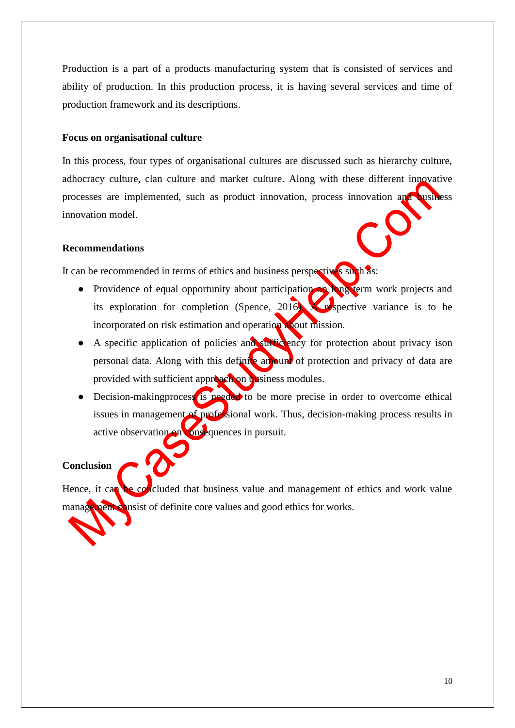Production is a part of a products manufacturing system that is consisted of services and ability of production. In this production process, it is having several services and time of production framework and its descriptions.

### Focus on organisational culture

In this process, four types of organisational cultures are discussed such as hierarchy culture, adhocracy culture, clan culture and market culture. Along with these different innovative processes are implemented, such as product innovation, process innovation and business innovation model.

### Recommendations

It can be recommended in terms of ethics and business perspectives such as:

- Providence of equal opportunity about participation on long term work projects and its exploration for completion (Spence, 2016). A respective variance is to be incorporated on risk estimation and operation about mission.
- A specific application of policies and sufficiency for protection about privacy ison personal data. Along with this definite amount of protection and privacy of data are provided with sufficient approach on business modules.
- Decision-makingprocess is needed to be more precise in order to overcome ethical issues in management of professional work. Thus, decision-making process results in active observation on consequences in pursuit.

### Conclusion

Hence, it can be concluded that business value and management of ethics and work value management consist of definite core values and good ethics for works.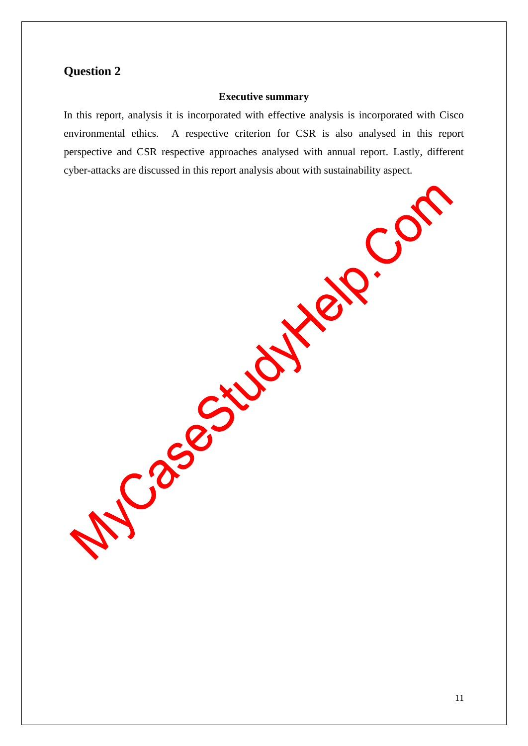# Question 2

### Executive summary

In this report, analysis it is incorporated with effective analysis is incorporated with Cisco environmental ethics. A respective criterion for CSR is also analysed in this report perspective and CSR respective approaches analysed with annual report. Lastly, different cyber-attacks are discussed in this report analysis about with sustainability aspect.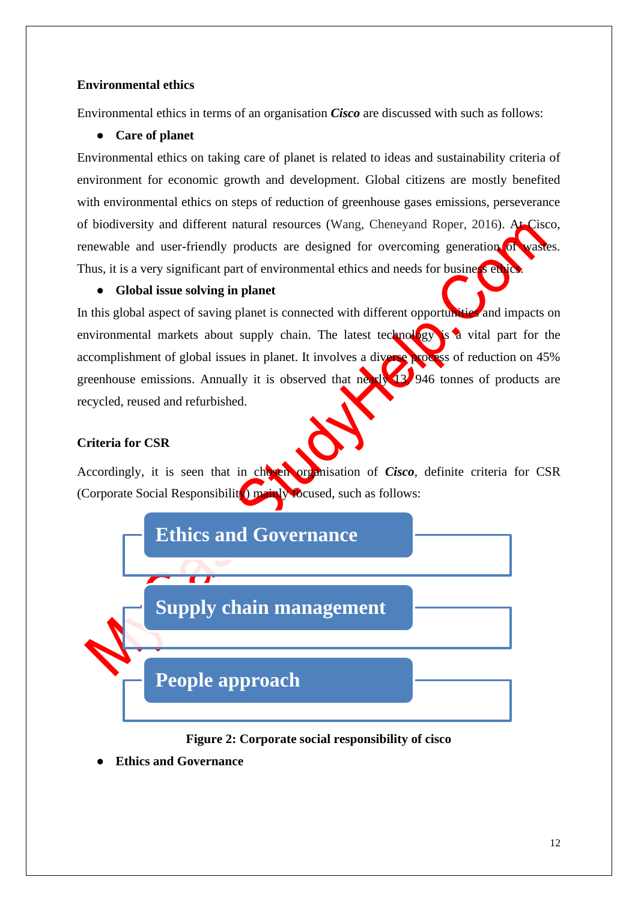**Environmental ethics**

Environmental ethics in terms of an organisation ***Cisco*** are discussed with such as follows:

- **Care of planet**

Environmental ethics on taking care of planet is related to ideas and sustainability criteria of environment for economic growth and development. Global citizens are mostly benefited with environmental ethics on steps of reduction of greenhouse gases emissions, perseverance of biodiversity and different natural resources (Wang, Cheneyand Roper, 2016). At Cisco, renewable and user-friendly products are designed for overcoming generation of wastes. Thus, it is a very significant part of environmental ethics and needs for business ethics.

- **Global issue solving in planet**

In this global aspect of saving planet is connected with different opportunities and impacts on environmental markets about supply chain. The latest technology is a vital part for the accomplishment of global issues in planet. It involves a diverse process of reduction on 45% greenhouse emissions. Annually it is observed that nearly 13, 946 tonnes of products are recycled, reused and refurbished.

**Criteria for CSR**

Accordingly, it is seen that in chosen organisation of ***Cisco***, definite criteria for CSR (Corporate Social Responsibility) mainly focused, such as follows:

Ethics and Governance

Supply chain management

People approach

**Figure 2: Corporate social responsibility of cisco**

- **Ethics and Governance**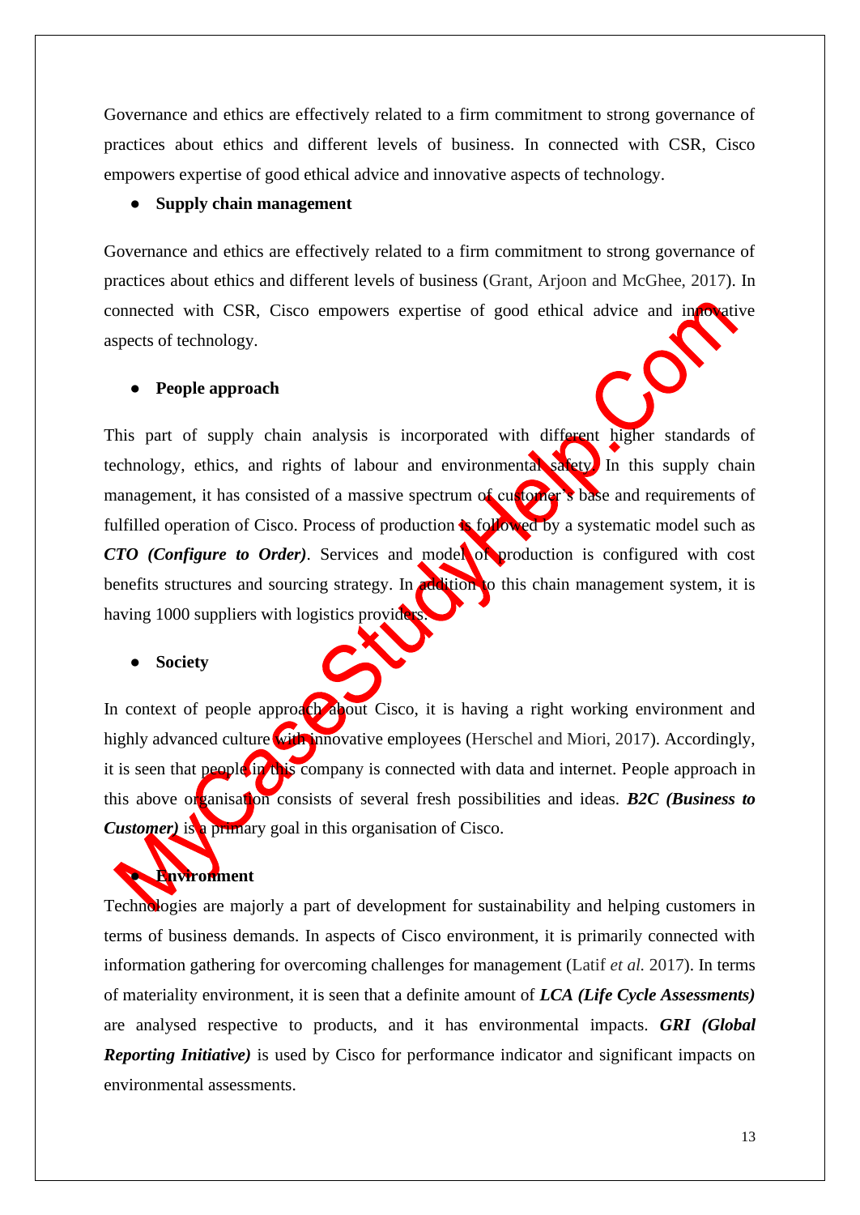Governance and ethics are effectively related to a firm commitment to strong governance of practices about ethics and different levels of business. In connected with CSR, Cisco empowers expertise of good ethical advice and innovative aspects of technology.

- **Supply chain management**

Governance and ethics are effectively related to a firm commitment to strong governance of practices about ethics and different levels of business (Grant, Arjoon and McGhee, 2017). In connected with CSR, Cisco empowers expertise of good ethical advice and innovative aspects of technology.

- **People approach**

This part of supply chain analysis is incorporated with different higher standards of technology, ethics, and rights of labour and environmental safety. In this supply chain management, it has consisted of a massive spectrum of customer's base and requirements of fulfilled operation of Cisco. Process of production is followed by a systematic model such as ***CTO (Configure to Order)***. Services and model of production is configured with cost benefits structures and sourcing strategy. In addition to this chain management system, it is having 1000 suppliers with logistics providers.

- **Society**

In context of people approach about Cisco, it is having a right working environment and highly advanced culture with innovative employees (Herschel and Miori, 2017). Accordingly, it is seen that people in this company is connected with data and internet. People approach in this above organisation consists of several fresh possibilities and ideas. ***B2C (Business to Customer)*** is a primary goal in this organisation of Cisco.

- **Environment**

Technologies are majorly a part of development for sustainability and helping customers in terms of business demands. In aspects of Cisco environment, it is primarily connected with information gathering for overcoming challenges for management (Latif *et al.* 2017). In terms of materiality environment, it is seen that a definite amount of ***LCA (Life Cycle Assessments)*** are analysed respective to products, and it has environmental impacts. ***GRI (Global Reporting Initiative)*** is used by Cisco for performance indicator and significant impacts on environmental assessments.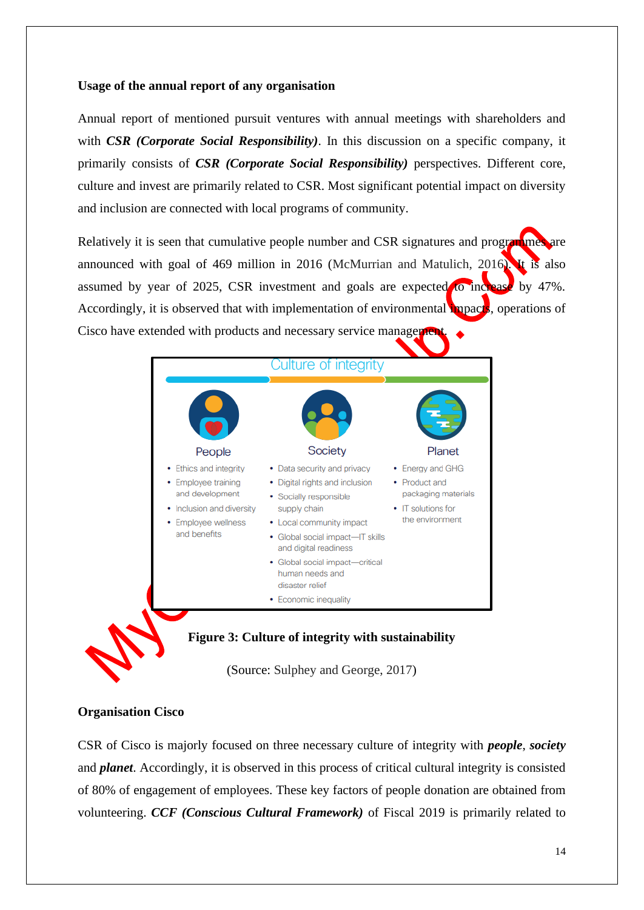**Usage of the annual report of any organisation**

Annual report of mentioned pursuit ventures with annual meetings with shareholders and with ***CSR (Corporate Social Responsibility)***. In this discussion on a specific company, it primarily consists of ***CSR (Corporate Social Responsibility)*** perspectives. Different core, culture and invest are primarily related to CSR. Most significant potential impact on diversity and inclusion are connected with local programs of community.

Relatively it is seen that cumulative people number and CSR signatures and programmes are announced with goal of 469 million in 2016 (McMurrian and Matulich, 2016). It is also assumed by year of 2025, CSR investment and goals are expected to increase by 47%. Accordingly, it is observed that with implementation of environmental impacts, operations of Cisco have extended with products and necessary service management.

Culture of integrity

| People | Society | Planet |
| --- | --- | --- |
| • Ethics and integrity<br>• Employee training and development<br>• Inclusion and diversity<br>• Employee wellness and benefits | • Data security and privacy<br>• Digital rights and inclusion<br>• Socially responsible supply chain<br>• Local community impact<br>• Global social impact—IT skills and digital readiness<br>• Global social impact—critical human needs and disaster relief<br>• Economic inequality | • Energy and GHG<br>• Product and packaging materials<br>• IT solutions for the environment |

**Figure 3: Culture of integrity with sustainability**

(Source: Sulphey and George, 2017)

**Organisation Cisco**

CSR of Cisco is majorly focused on three necessary culture of integrity with ***people***, ***society*** and ***planet***. Accordingly, it is observed in this process of critical cultural integrity is consisted of 80% of engagement of employees. These key factors of people donation are obtained from volunteering. ***CCF (Conscious Cultural Framework)*** of Fiscal 2019 is primarily related to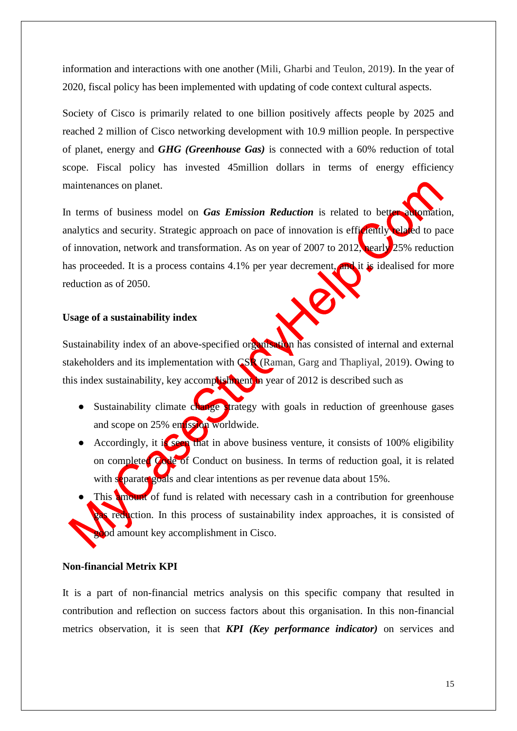information and interactions with one another (Mili, Gharbi and Teulon, 2019). In the year of 2020, fiscal policy has been implemented with updating of code context cultural aspects.

Society of Cisco is primarily related to one billion positively affects people by 2025 and reached 2 million of Cisco networking development with 10.9 million people. In perspective of planet, energy and ***GHG (Greenhouse Gas)*** is connected with a 60% reduction of total scope. Fiscal policy has invested 45million dollars in terms of energy efficiency maintenances on planet.

In terms of business model on ***Gas Emission Reduction*** is related to better automation, analytics and security. Strategic approach on pace of innovation is efficiently related to pace of innovation, network and transformation. As on year of 2007 to 2012, nearly 25% reduction has proceeded. It is a process contains 4.1% per year decrement, and it is idealised for more reduction as of 2050.

### Usage of a sustainability index

Sustainability index of an above-specified organisation has consisted of internal and external stakeholders and its implementation with CSR (Raman, Garg and Thapliyal, 2019). Owing to this index sustainability, key accomplishment in year of 2012 is described such as

- Sustainability climate change strategy with goals in reduction of greenhouse gases and scope on 25% emission worldwide.
- Accordingly, it is seen that in above business venture, it consists of 100% eligibility on completed Code of Conduct on business. In terms of reduction goal, it is related with separate goals and clear intentions as per revenue data about 15%.
- This amount of fund is related with necessary cash in a contribution for greenhouse gas reduction. In this process of sustainability index approaches, it is consisted of good amount key accomplishment in Cisco.

### Non-financial Metrix KPI

It is a part of non-financial metrics analysis on this specific company that resulted in contribution and reflection on success factors about this organisation. In this non-financial metrics observation, it is seen that ***KPI (Key performance indicator)*** on services and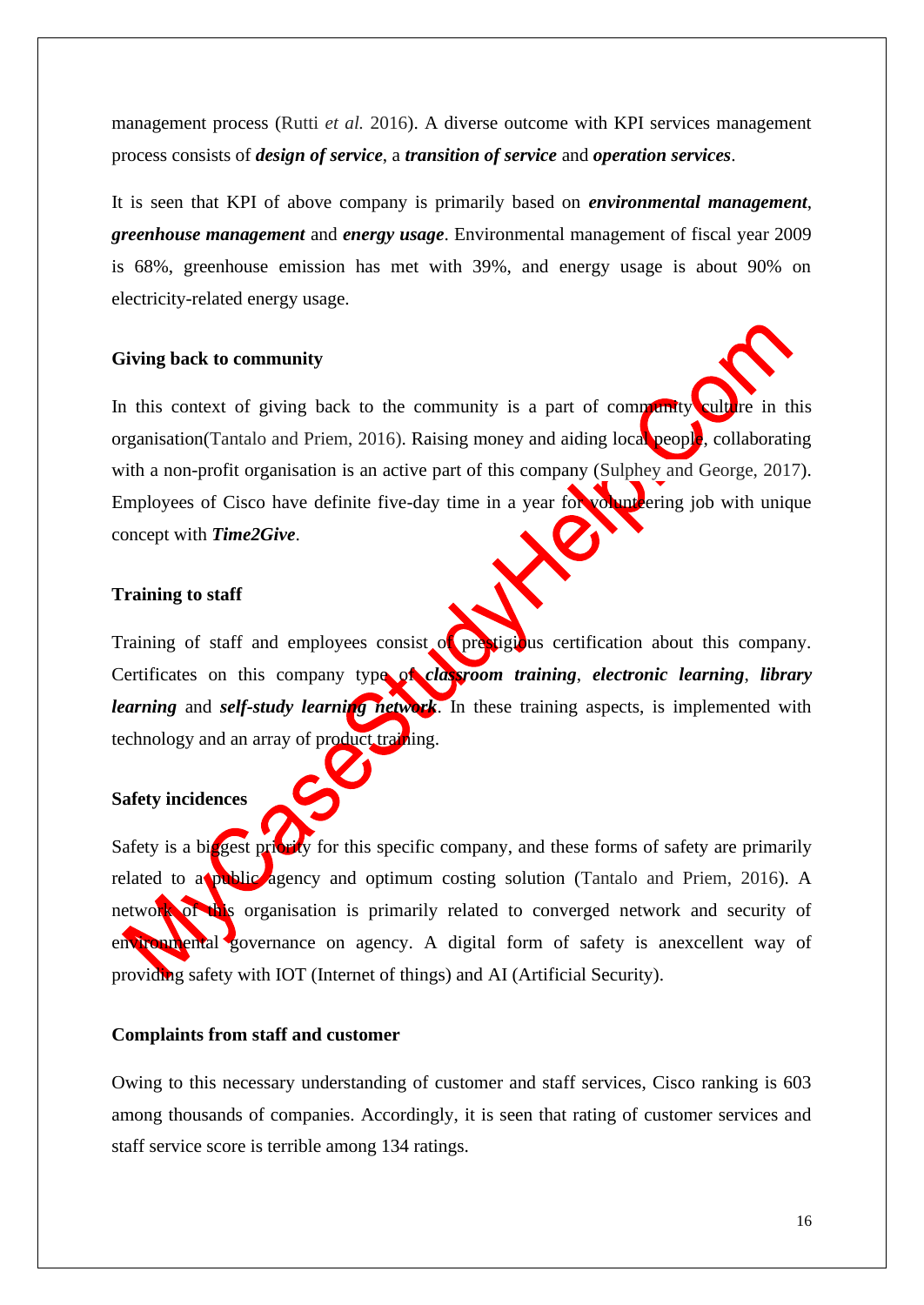management process (Rutti *et al.* 2016). A diverse outcome with KPI services management process consists of ***design of service***, a ***transition of service*** and ***operation services***.

It is seen that KPI of above company is primarily based on ***environmental management***, ***greenhouse management*** and ***energy usage***. Environmental management of fiscal year 2009 is 68%, greenhouse emission has met with 39%, and energy usage is about 90% on electricity-related energy usage.

**Giving back to community**

In this context of giving back to the community is a part of community culture in this organisation(Tantalo and Priem, 2016). Raising money and aiding local people, collaborating with a non-profit organisation is an active part of this company (Sulphey and George, 2017). Employees of Cisco have definite five-day time in a year for volunteering job with unique concept with ***Time2Give***.

**Training to staff**

Training of staff and employees consist of prestigious certification about this company. Certificates on this company type of ***classroom training***, ***electronic learning***, ***library learning*** and ***self-study learning network***. In these training aspects, is implemented with technology and an array of product training.

**Safety incidences**

Safety is a biggest priority for this specific company, and these forms of safety are primarily related to a public agency and optimum costing solution (Tantalo and Priem, 2016). A network of this organisation is primarily related to converged network and security of environmental governance on agency. A digital form of safety is anexcellent way of providing safety with IOT (Internet of things) and AI (Artificial Security).

**Complaints from staff and customer**

Owing to this necessary understanding of customer and staff services, Cisco ranking is 603 among thousands of companies. Accordingly, it is seen that rating of customer services and staff service score is terrible among 134 ratings.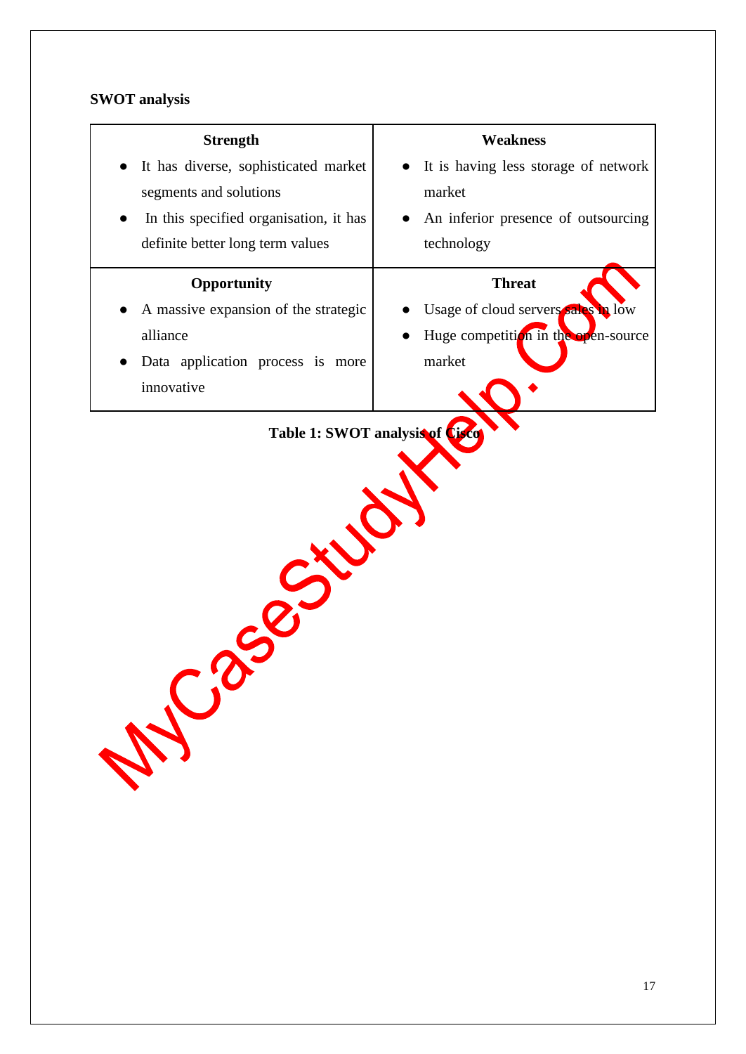**SWOT analysis**

| Strength | Weakness |
|---|---|
| • It has diverse, sophisticated market segments and solutions<br>• In this specified organisation, it has definite better long term values | • It is having less storage of network market<br>• An inferior presence of outsourcing technology |
| **Opportunity** | **Threat** |
| • A massive expansion of the strategic alliance<br>• Data application process is more innovative | • Usage of cloud servers sales in low<br>• Huge competition in the open-source market |

**Table 1: SWOT analysis of Cisco**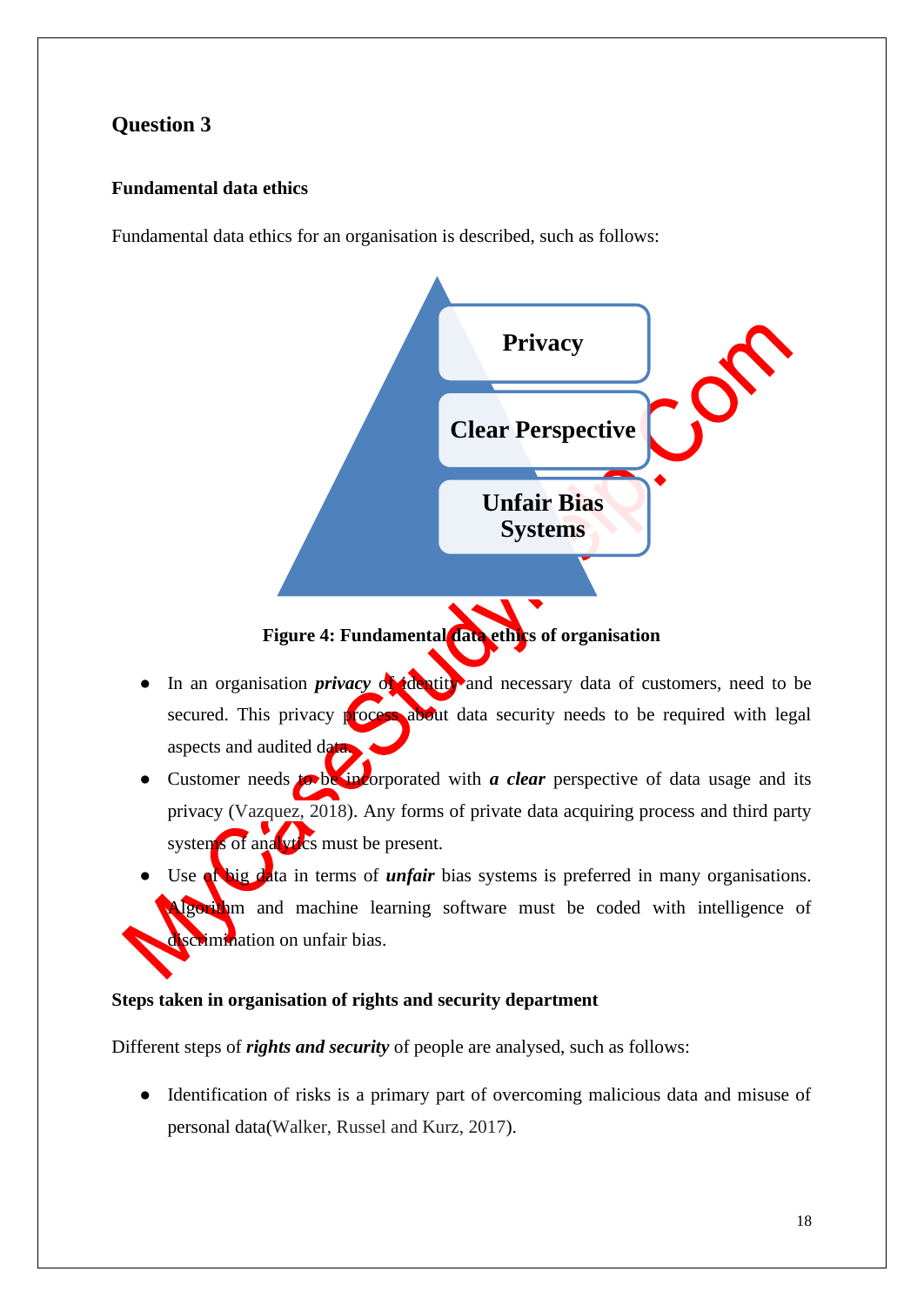## Question 3

### Fundamental data ethics

Fundamental data ethics for an organisation is described, such as follows:

Privacy

Clear Perspective

Unfair Bias Systems

**Figure 4: Fundamental data ethics of organisation**

- In an organisation ***privacy*** of identity and necessary data of customers, need to be secured. This privacy process about data security needs to be required with legal aspects and audited data.
- Customer needs to be incorporated with ***a clear*** perspective of data usage and its privacy (Vazquez, 2018). Any forms of private data acquiring process and third party systems of analytics must be present.
- Use of big data in terms of ***unfair*** bias systems is preferred in many organisations. Algorithm and machine learning software must be coded with intelligence of discrimination on unfair bias.

### Steps taken in organisation of rights and security department

Different steps of ***rights and security*** of people are analysed, such as follows:

- Identification of risks is a primary part of overcoming malicious data and misuse of personal data(Walker, Russel and Kurz, 2017).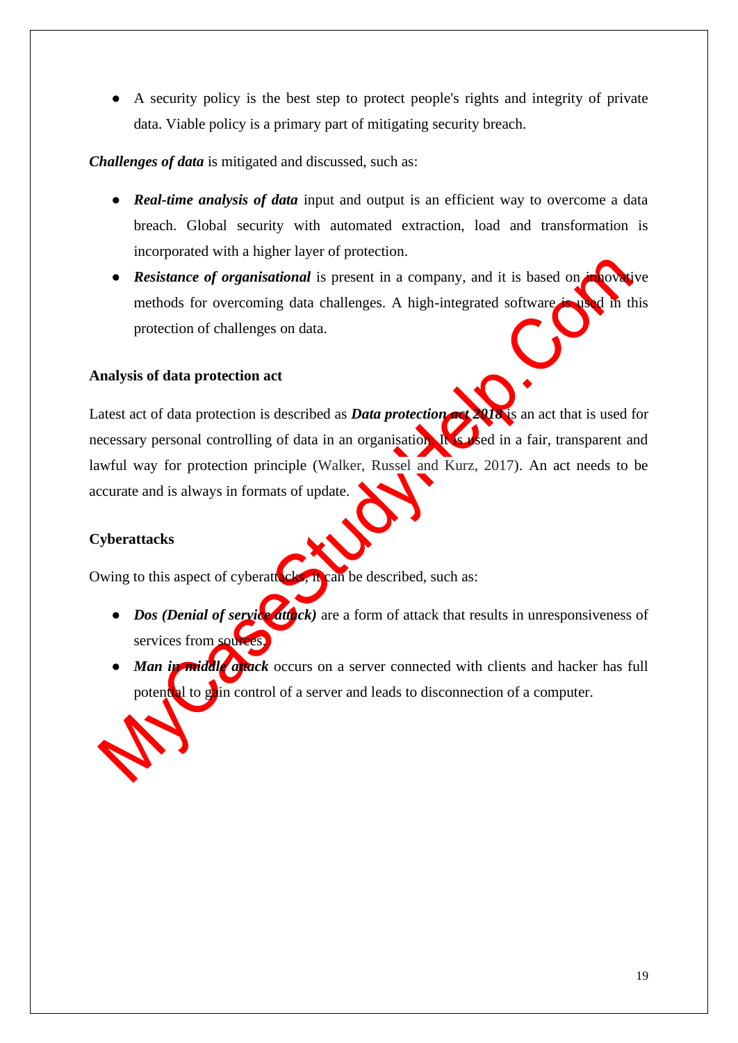- A security policy is the best step to protect people's rights and integrity of private data. Viable policy is a primary part of mitigating security breach.

***Challenges of data*** is mitigated and discussed, such as:

- ***Real-time analysis of data*** input and output is an efficient way to overcome a data breach. Global security with automated extraction, load and transformation is incorporated with a higher layer of protection.
- ***Resistance of organisational*** is present in a company, and it is based on innovative methods for overcoming data challenges. A high-integrated software is used in this protection of challenges on data.

**Analysis of data protection act**

Latest act of data protection is described as ***Data protection act 2018*** is an act that is used for necessary personal controlling of data in an organisation. It is used in a fair, transparent and lawful way for protection principle (Walker, Russel and Kurz, 2017). An act needs to be accurate and is always in formats of update.

**Cyberattacks**

Owing to this aspect of cyberattacks, it can be described, such as:

- ***Dos (Denial of service attack)*** are a form of attack that results in unresponsiveness of services from sources.
- ***Man in middle attack*** occurs on a server connected with clients and hacker has full potential to gain control of a server and leads to disconnection of a computer.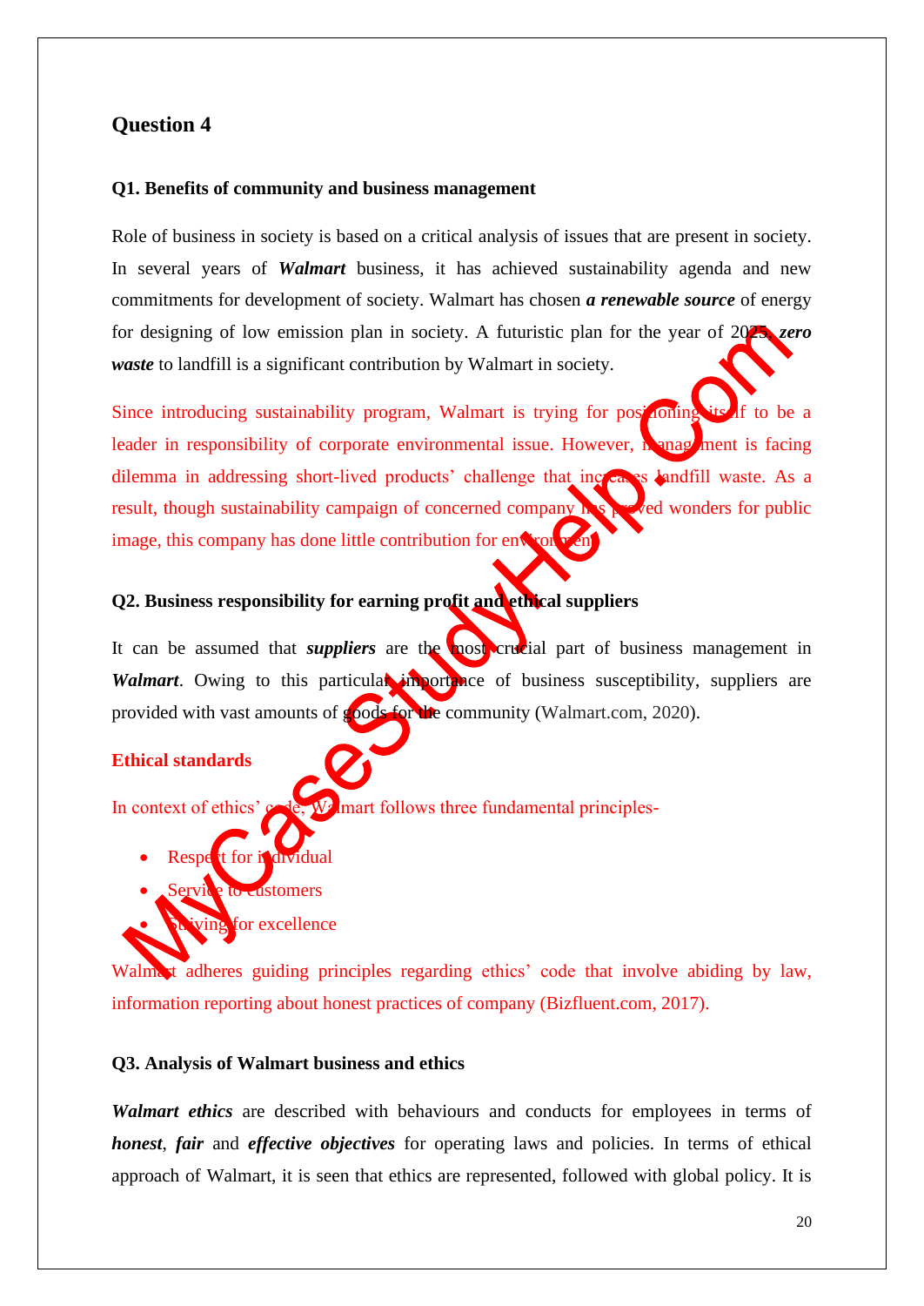## Question 4

### Q1. Benefits of community and business management

Role of business in society is based on a critical analysis of issues that are present in society. In several years of ***Walmart*** business, it has achieved sustainability agenda and new commitments for development of society. Walmart has chosen ***a renewable source*** of energy for designing of low emission plan in society. A futuristic plan for the year of 2025, ***zero waste*** to landfill is a significant contribution by Walmart in society.

Since introducing sustainability program, Walmart is trying for positioning itself to be a leader in responsibility of corporate environmental issue. However, management is facing dilemma in addressing short-lived products' challenge that increases landfill waste. As a result, though sustainability campaign of concerned company has proved wonders for public image, this company has done little contribution for environment.

### Q2. Business responsibility for earning profit and ethical suppliers

It can be assumed that ***suppliers*** are the most crucial part of business management in ***Walmart***. Owing to this particular importance of business susceptibility, suppliers are provided with vast amounts of goods for the community (Walmart.com, 2020).

**Ethical standards**

In context of ethics' code, Walmart follows three fundamental principles-

- Respect for individual
- Service to customers
- Striving for excellence

Walmart adheres guiding principles regarding ethics' code that involve abiding by law, information reporting about honest practices of company (Bizfluent.com, 2017).

### Q3. Analysis of Walmart business and ethics

***Walmart ethics*** are described with behaviours and conducts for employees in terms of ***honest***, ***fair*** and ***effective objectives*** for operating laws and policies. In terms of ethical approach of Walmart, it is seen that ethics are represented, followed with global policy. It is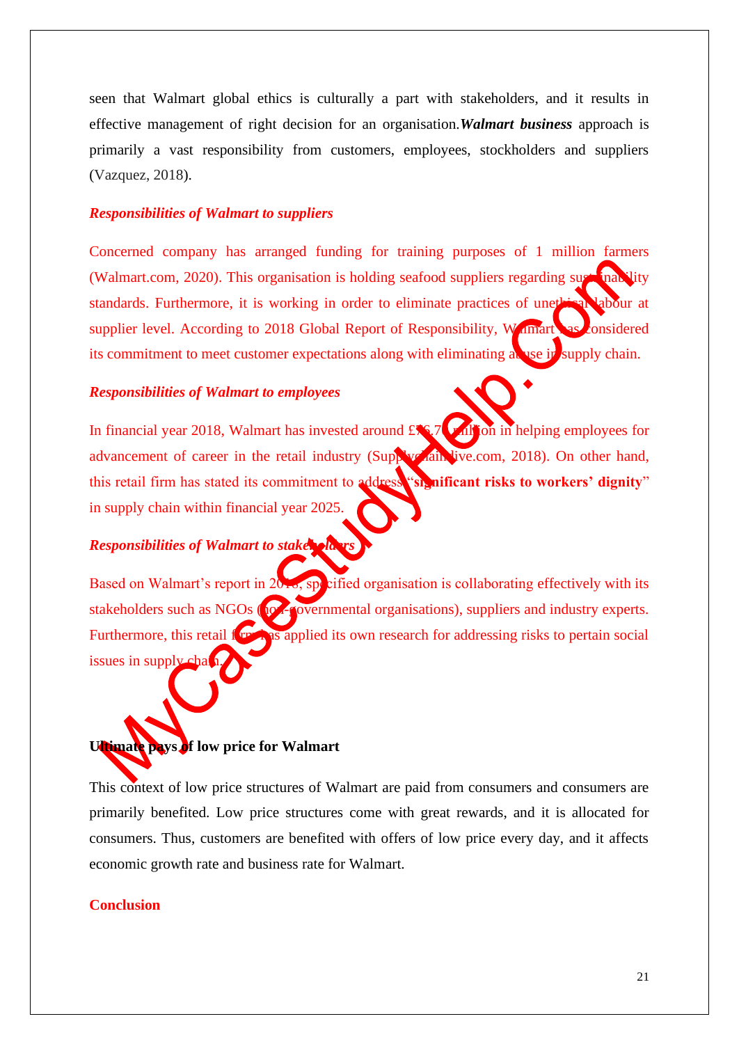seen that Walmart global ethics is culturally a part with stakeholders, and it results in effective management of right decision for an organisation.***Walmart business*** approach is primarily a vast responsibility from customers, employees, stockholders and suppliers (Vazquez, 2018).

***Responsibilities of Walmart to suppliers***

Concerned company has arranged funding for training purposes of 1 million farmers (Walmart.com, 2020). This organisation is holding seafood suppliers regarding sustainability standards. Furthermore, it is working in order to eliminate practices of unethical labour at supplier level. According to 2018 Global Report of Responsibility, Walmart has considered its commitment to meet customer expectations along with eliminating abuse in supply chain.

***Responsibilities of Walmart to employees***

In financial year 2018, Walmart has invested around £76.7 million in helping employees for advancement of career in the retail industry (Supplychaindive.com, 2018). On other hand, this retail firm has stated its commitment to address "**significant risks to workers' dignity**" in supply chain within financial year 2025.

***Responsibilities of Walmart to stakeholders***

Based on Walmart's report in 2018, specified organisation is collaborating effectively with its stakeholders such as NGOs (non-governmental organisations), suppliers and industry experts. Furthermore, this retail firm has applied its own research for addressing risks to pertain social issues in supply chain.

**Ultimate pays of low price for Walmart**

This context of low price structures of Walmart are paid from consumers and consumers are primarily benefited. Low price structures come with great rewards, and it is allocated for consumers. Thus, customers are benefited with offers of low price every day, and it affects economic growth rate and business rate for Walmart.

**Conclusion**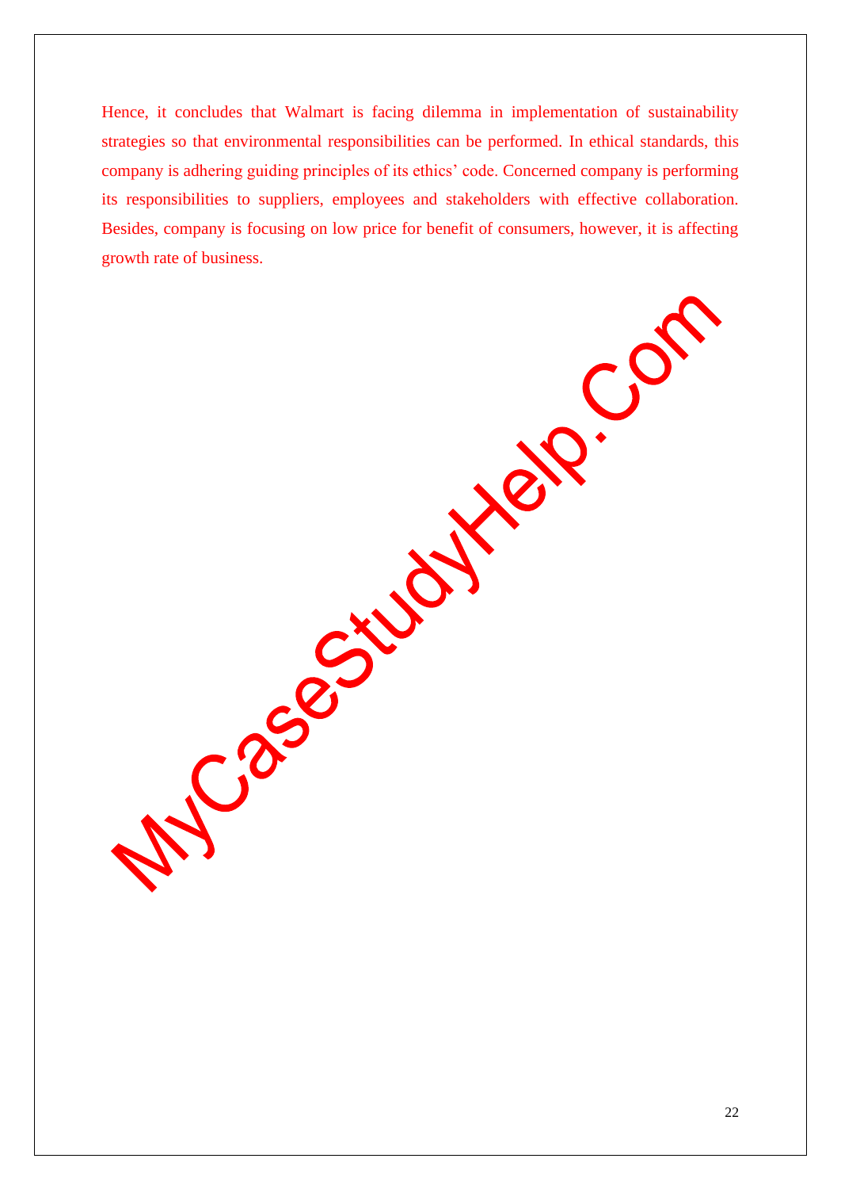Hence, it concludes that Walmart is facing dilemma in implementation of sustainability strategies so that environmental responsibilities can be performed. In ethical standards, this company is adhering guiding principles of its ethics' code. Concerned company is performing its responsibilities to suppliers, employees and stakeholders with effective collaboration. Besides, company is focusing on low price for benefit of consumers, however, it is affecting growth rate of business.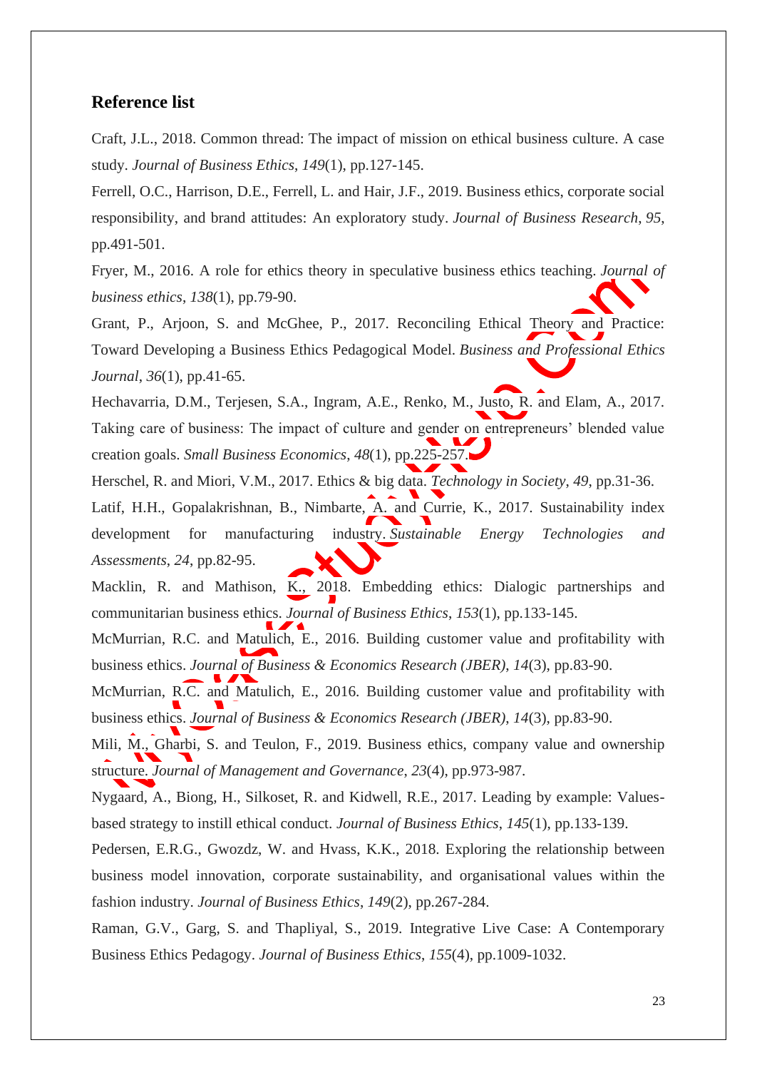## Reference list

Craft, J.L., 2018. Common thread: The impact of mission on ethical business culture. A case study. *Journal of Business Ethics*, *149*(1), pp.127-145.

Ferrell, O.C., Harrison, D.E., Ferrell, L. and Hair, J.F., 2019. Business ethics, corporate social responsibility, and brand attitudes: An exploratory study. *Journal of Business Research*, *95*, pp.491-501.

Fryer, M., 2016. A role for ethics theory in speculative business ethics teaching. *Journal of business ethics*, *138*(1), pp.79-90.

Grant, P., Arjoon, S. and McGhee, P., 2017. Reconciling Ethical Theory and Practice: Toward Developing a Business Ethics Pedagogical Model. *Business and Professional Ethics Journal*, *36*(1), pp.41-65.

Hechavarria, D.M., Terjesen, S.A., Ingram, A.E., Renko, M., Justo, R. and Elam, A., 2017. Taking care of business: The impact of culture and gender on entrepreneurs' blended value creation goals. *Small Business Economics*, *48*(1), pp.225-257.

Herschel, R. and Miori, V.M., 2017. Ethics & big data. *Technology in Society*, *49*, pp.31-36.

Latif, H.H., Gopalakrishnan, B., Nimbarte, A. and Currie, K., 2017. Sustainability index development for manufacturing industry. *Sustainable Energy Technologies and Assessments*, *24*, pp.82-95.

Macklin, R. and Mathison, K., 2018. Embedding ethics: Dialogic partnerships and communitarian business ethics. *Journal of Business Ethics*, *153*(1), pp.133-145.

McMurrian, R.C. and Matulich, E., 2016. Building customer value and profitability with business ethics. *Journal of Business & Economics Research (JBER)*, *14*(3), pp.83-90.

McMurrian, R.C. and Matulich, E., 2016. Building customer value and profitability with business ethics. *Journal of Business & Economics Research (JBER)*, *14*(3), pp.83-90.

Mili, M., Gharbi, S. and Teulon, F., 2019. Business ethics, company value and ownership structure. *Journal of Management and Governance*, *23*(4), pp.973-987.

Nygaard, A., Biong, H., Silkoset, R. and Kidwell, R.E., 2017. Leading by example: Values-based strategy to instill ethical conduct. *Journal of Business Ethics*, *145*(1), pp.133-139.

Pedersen, E.R.G., Gwozdz, W. and Hvass, K.K., 2018. Exploring the relationship between business model innovation, corporate sustainability, and organisational values within the fashion industry. *Journal of Business Ethics*, *149*(2), pp.267-284.

Raman, G.V., Garg, S. and Thapliyal, S., 2019. Integrative Live Case: A Contemporary Business Ethics Pedagogy. *Journal of Business Ethics*, *155*(4), pp.1009-1032.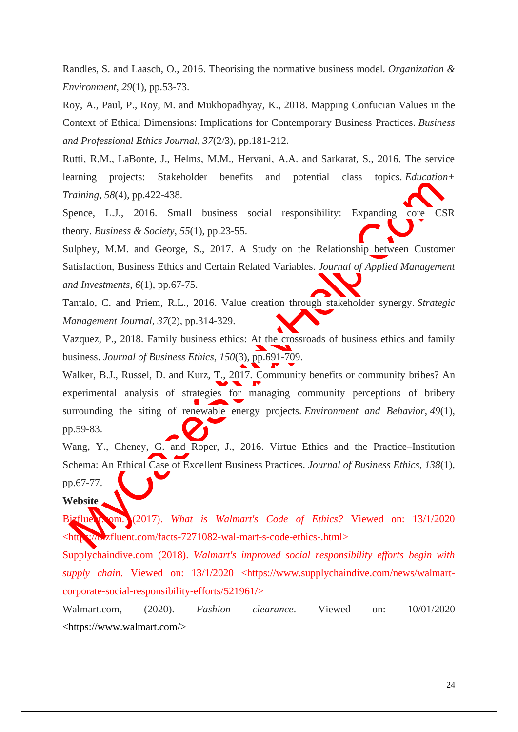Randles, S. and Laasch, O., 2016. Theorising the normative business model. *Organization & Environment*, *29*(1), pp.53-73.

Roy, A., Paul, P., Roy, M. and Mukhopadhyay, K., 2018. Mapping Confucian Values in the Context of Ethical Dimensions: Implications for Contemporary Business Practices. *Business and Professional Ethics Journal*, *37*(2/3), pp.181-212.

Rutti, R.M., LaBonte, J., Helms, M.M., Hervani, A.A. and Sarkarat, S., 2016. The service learning projects: Stakeholder benefits and potential class topics. *Education+ Training*, *58*(4), pp.422-438.

Spence, L.J., 2016. Small business social responsibility: Expanding core CSR theory. *Business & Society*, *55*(1), pp.23-55.

Sulphey, M.M. and George, S., 2017. A Study on the Relationship between Customer Satisfaction, Business Ethics and Certain Related Variables. *Journal of Applied Management and Investments*, *6*(1), pp.67-75.

Tantalo, C. and Priem, R.L., 2016. Value creation through stakeholder synergy. *Strategic Management Journal*, *37*(2), pp.314-329.

Vazquez, P., 2018. Family business ethics: At the crossroads of business ethics and family business. *Journal of Business Ethics*, *150*(3), pp.691-709.

Walker, B.J., Russel, D. and Kurz, T., 2017. Community benefits or community bribes? An experimental analysis of strategies for managing community perceptions of bribery surrounding the siting of renewable energy projects. *Environment and Behavior*, *49*(1), pp.59-83.

Wang, Y., Cheney, G. and Roper, J., 2016. Virtue Ethics and the Practice–Institution Schema: An Ethical Case of Excellent Business Practices. *Journal of Business Ethics*, *138*(1), pp.67-77.

**Website**

Bizfluent.com. (2017). *What is Walmart's Code of Ethics?* Viewed on: 13/1/2020 <https://bizfluent.com/facts-7271082-wal-mart-s-code-ethics-.html>

Supplychaindive.com (2018). *Walmart's improved social responsibility efforts begin with supply chain*. Viewed on: 13/1/2020 <https://www.supplychaindive.com/news/walmart-corporate-social-responsibility-efforts/521961/>

Walmart.com, (2020). *Fashion clearance*. Viewed on: 10/01/2020 <https://www.walmart.com/>